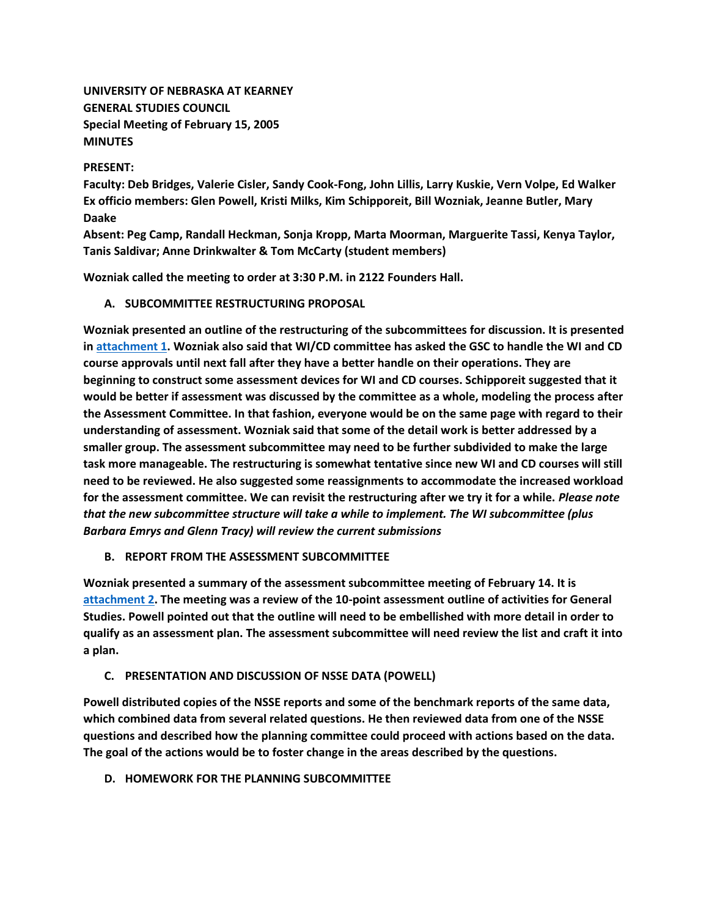**UNIVERSITY OF NEBRASKA AT KEARNEY**
**GENERAL STUDIES COUNCIL**
**Special Meeting of February 15, 2005**
**MINUTES**

**PRESENT:**

**Faculty: Deb Bridges, Valerie Cisler, Sandy Cook-Fong, John Lillis, Larry Kuskie, Vern Volpe, Ed Walker**
**Ex officio members: Glen Powell, Kristi Milks, Kim Schipporeit, Bill Wozniak, Jeanne Butler, Mary Daake**
**Absent: Peg Camp, Randall Heckman, Sonja Kropp, Marta Moorman, Marguerite Tassi, Kenya Taylor, Tanis Saldivar; Anne Drinkwalter & Tom McCarty (student members)**

**Wozniak called the meeting to order at 3:30 P.M. in 2122 Founders Hall.**

**A. SUBCOMMITTEE RESTRUCTURING PROPOSAL**

**Wozniak presented an outline of the restructuring of the subcommittees for discussion. It is presented in attachment 1. Wozniak also said that WI/CD committee has asked the GSC to handle the WI and CD course approvals until next fall after they have a better handle on their operations. They are beginning to construct some assessment devices for WI and CD courses. Schipporeit suggested that it would be better if assessment was discussed by the committee as a whole, modeling the process after the Assessment Committee. In that fashion, everyone would be on the same page with regard to their understanding of assessment. Wozniak said that some of the detail work is better addressed by a smaller group. The assessment subcommittee may need to be further subdivided to make the large task more manageable. The restructuring is somewhat tentative since new WI and CD courses will still need to be reviewed. He also suggested some reassignments to accommodate the increased workload for the assessment committee. We can revisit the restructuring after we try it for a while.** ***Please note that the new subcommittee structure will take a while to implement. The WI subcommittee (plus Barbara Emrys and Glenn Tracy) will review the current submissions***

**B. REPORT FROM THE ASSESSMENT SUBCOMMITTEE**

**Wozniak presented a summary of the assessment subcommittee meeting of February 14. It is attachment 2. The meeting was a review of the 10-point assessment outline of activities for General Studies. Powell pointed out that the outline will need to be embellished with more detail in order to qualify as an assessment plan. The assessment subcommittee will need review the list and craft it into a plan.**

**C. PRESENTATION AND DISCUSSION OF NSSE DATA (POWELL)**

**Powell distributed copies of the NSSE reports and some of the benchmark reports of the same data, which combined data from several related questions. He then reviewed data from one of the NSSE questions and described how the planning committee could proceed with actions based on the data. The goal of the actions would be to foster change in the areas described by the questions.**

**D. HOMEWORK FOR THE PLANNING SUBCOMMITTEE**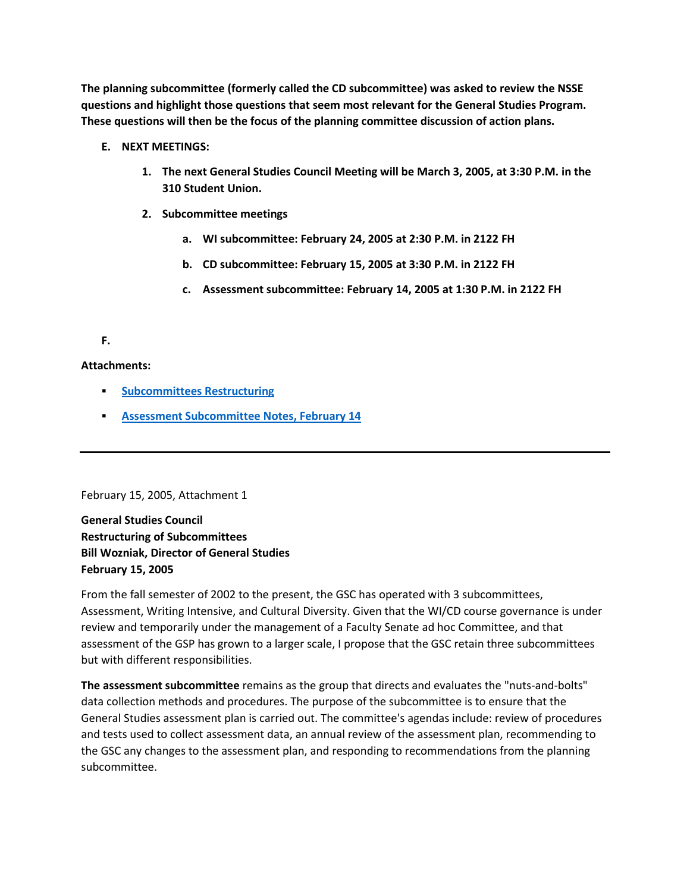**The planning subcommittee (formerly called the CD subcommittee) was asked to review the NSSE questions and highlight those questions that seem most relevant for the General Studies Program. These questions will then be the focus of the planning committee discussion of action plans.**

**E. NEXT MEETINGS:**

1. **The next General Studies Council Meeting will be March 3, 2005, at 3:30 P.M. in the 310 Student Union.**

2. **Subcommittee meetings**

   a. **WI subcommittee: February 24, 2005 at 2:30 P.M. in 2122 FH**

   b. **CD subcommittee: February 15, 2005 at 3:30 P.M. in 2122 FH**

   c. **Assessment subcommittee: February 14, 2005 at 1:30 P.M. in 2122 FH**

**F.**

**Attachments:**

- [Subcommittees Restructuring]
- [Assessment Subcommittee Notes, February 14]

---

February 15, 2005, Attachment 1

**General Studies Council**
**Restructuring of Subcommittees**
**Bill Wozniak, Director of General Studies**
**February 15, 2005**

From the fall semester of 2002 to the present, the GSC has operated with 3 subcommittees, Assessment, Writing Intensive, and Cultural Diversity. Given that the WI/CD course governance is under review and temporarily under the management of a Faculty Senate ad hoc Committee, and that assessment of the GSP has grown to a larger scale, I propose that the GSC retain three subcommittees but with different responsibilities.

**The assessment subcommittee** remains as the group that directs and evaluates the "nuts-and-bolts" data collection methods and procedures. The purpose of the subcommittee is to ensure that the General Studies assessment plan is carried out. The committee's agendas include: review of procedures and tests used to collect assessment data, an annual review of the assessment plan, recommending to the GSC any changes to the assessment plan, and responding to recommendations from the planning subcommittee.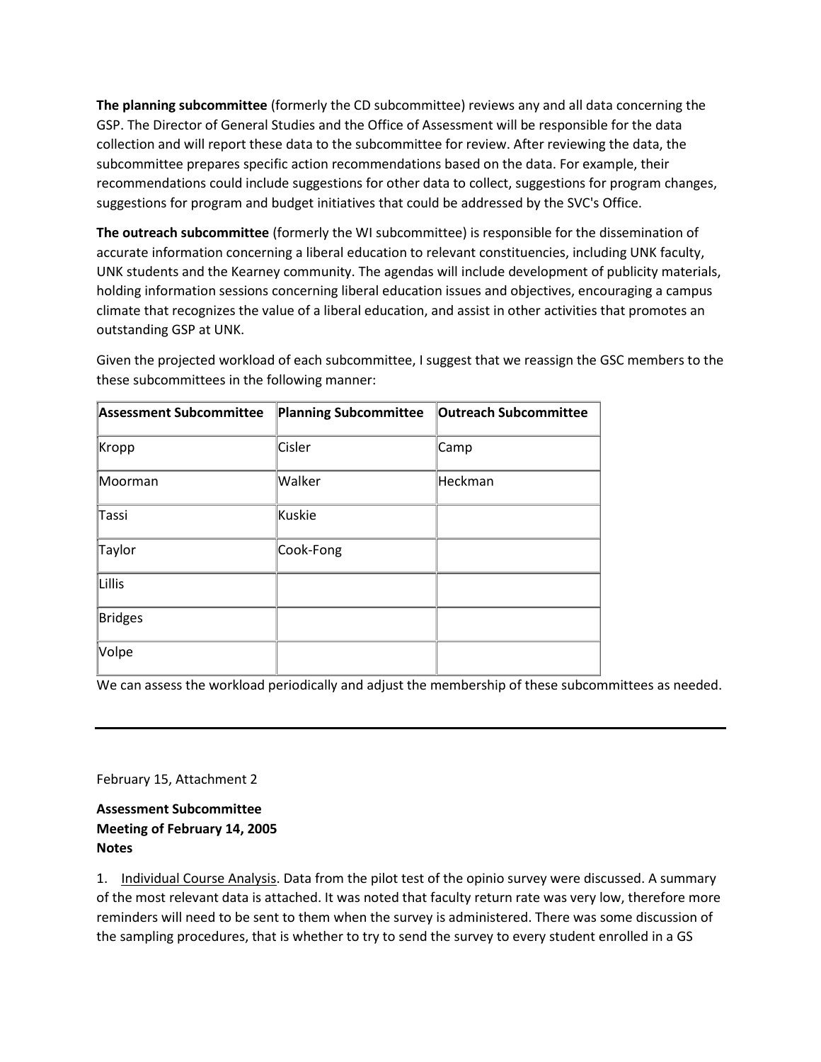**The planning subcommittee** (formerly the CD subcommittee) reviews any and all data concerning the GSP. The Director of General Studies and the Office of Assessment will be responsible for the data collection and will report these data to the subcommittee for review. After reviewing the data, the subcommittee prepares specific action recommendations based on the data. For example, their recommendations could include suggestions for other data to collect, suggestions for program changes, suggestions for program and budget initiatives that could be addressed by the SVC's Office.

**The outreach subcommittee** (formerly the WI subcommittee) is responsible for the dissemination of accurate information concerning a liberal education to relevant constituencies, including UNK faculty, UNK students and the Kearney community. The agendas will include development of publicity materials, holding information sessions concerning liberal education issues and objectives, encouraging a campus climate that recognizes the value of a liberal education, and assist in other activities that promotes an outstanding GSP at UNK.

Given the projected workload of each subcommittee, I suggest that we reassign the GSC members to the these subcommittees in the following manner:

| Assessment Subcommittee | Planning Subcommittee | Outreach Subcommittee |
|---|---|---|
| Kropp | Cisler | Camp |
| Moorman | Walker | Heckman |
| Tassi | Kuskie | |
| Taylor | Cook-Fong | |
| Lillis | | |
| Bridges | | |
| Volpe | | |

We can assess the workload periodically and adjust the membership of these subcommittees as needed.

---

February 15, Attachment 2

**Assessment Subcommittee**
**Meeting of February 14, 2005**
**Notes**

1. Individual Course Analysis. Data from the pilot test of the opinio survey were discussed. A summary of the most relevant data is attached. It was noted that faculty return rate was very low, therefore more reminders will need to be sent to them when the survey is administered. There was some discussion of the sampling procedures, that is whether to try to send the survey to every student enrolled in a GS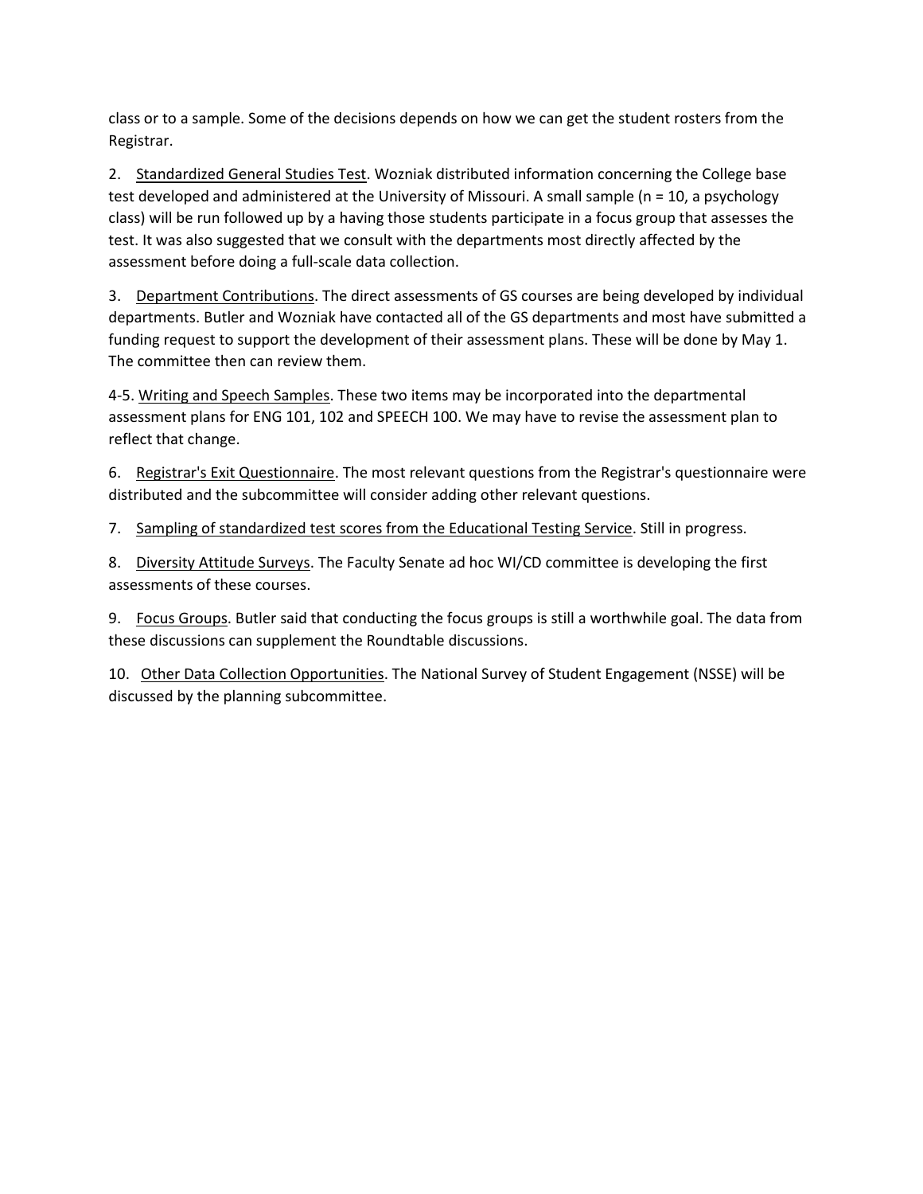class or to a sample. Some of the decisions depends on how we can get the student rosters from the Registrar.

2. <u>Standardized General Studies Test</u>. Wozniak distributed information concerning the College base test developed and administered at the University of Missouri. A small sample (n = 10, a psychology class) will be run followed up by a having those students participate in a focus group that assesses the test. It was also suggested that we consult with the departments most directly affected by the assessment before doing a full-scale data collection.

3. <u>Department Contributions</u>. The direct assessments of GS courses are being developed by individual departments. Butler and Wozniak have contacted all of the GS departments and most have submitted a funding request to support the development of their assessment plans. These will be done by May 1. The committee then can review them.

4-5. <u>Writing and Speech Samples</u>. These two items may be incorporated into the departmental assessment plans for ENG 101, 102 and SPEECH 100. We may have to revise the assessment plan to reflect that change.

6. <u>Registrar's Exit Questionnaire</u>. The most relevant questions from the Registrar's questionnaire were distributed and the subcommittee will consider adding other relevant questions.

7. <u>Sampling of standardized test scores from the Educational Testing Service</u>. Still in progress.

8. <u>Diversity Attitude Surveys</u>. The Faculty Senate ad hoc WI/CD committee is developing the first assessments of these courses.

9. <u>Focus Groups</u>. Butler said that conducting the focus groups is still a worthwhile goal. The data from these discussions can supplement the Roundtable discussions.

10. <u>Other Data Collection Opportunities</u>. The National Survey of Student Engagement (NSSE) will be discussed by the planning subcommittee.